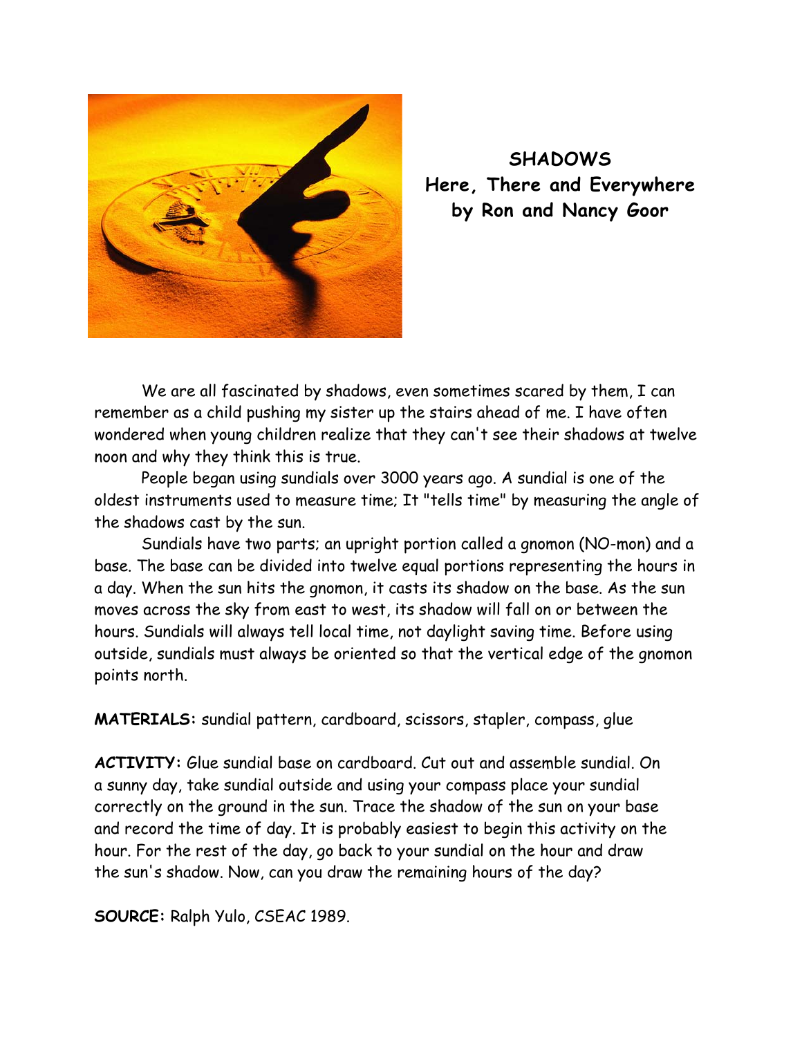# SHADOWS
## Here, There and Everywhere
### by Ron and Nancy Goor

We are all fascinated by shadows, even sometimes scared by them, I can remember as a child pushing my sister up the stairs ahead of me. I have often wondered when young children realize that they can't see their shadows at twelve noon and why they think this is true.

People began using sundials over 3000 years ago. A sundial is one of the oldest instruments used to measure time; It "tells time" by measuring the angle of the shadows cast by the sun.

Sundials have two parts; an upright portion called a gnomon (NO-mon) and a base. The base can be divided into twelve equal portions representing the hours in a day. When the sun hits the gnomon, it casts its shadow on the base. As the sun moves across the sky from east to west, its shadow will fall on or between the hours. Sundials will always tell local time, not daylight saving time. Before using outside, sundials must always be oriented so that the vertical edge of the gnomon points north.

**MATERIALS:** sundial pattern, cardboard, scissors, stapler, compass, glue

**ACTIVITY:** Glue sundial base on cardboard. Cut out and assemble sundial. On a sunny day, take sundial outside and using your compass place your sundial correctly on the ground in the sun. Trace the shadow of the sun on your base and record the time of day. It is probably easiest to begin this activity on the hour. For the rest of the day, go back to your sundial on the hour and draw the sun's shadow. Now, can you draw the remaining hours of the day?

**SOURCE:** Ralph Yulo, CSEAC 1989.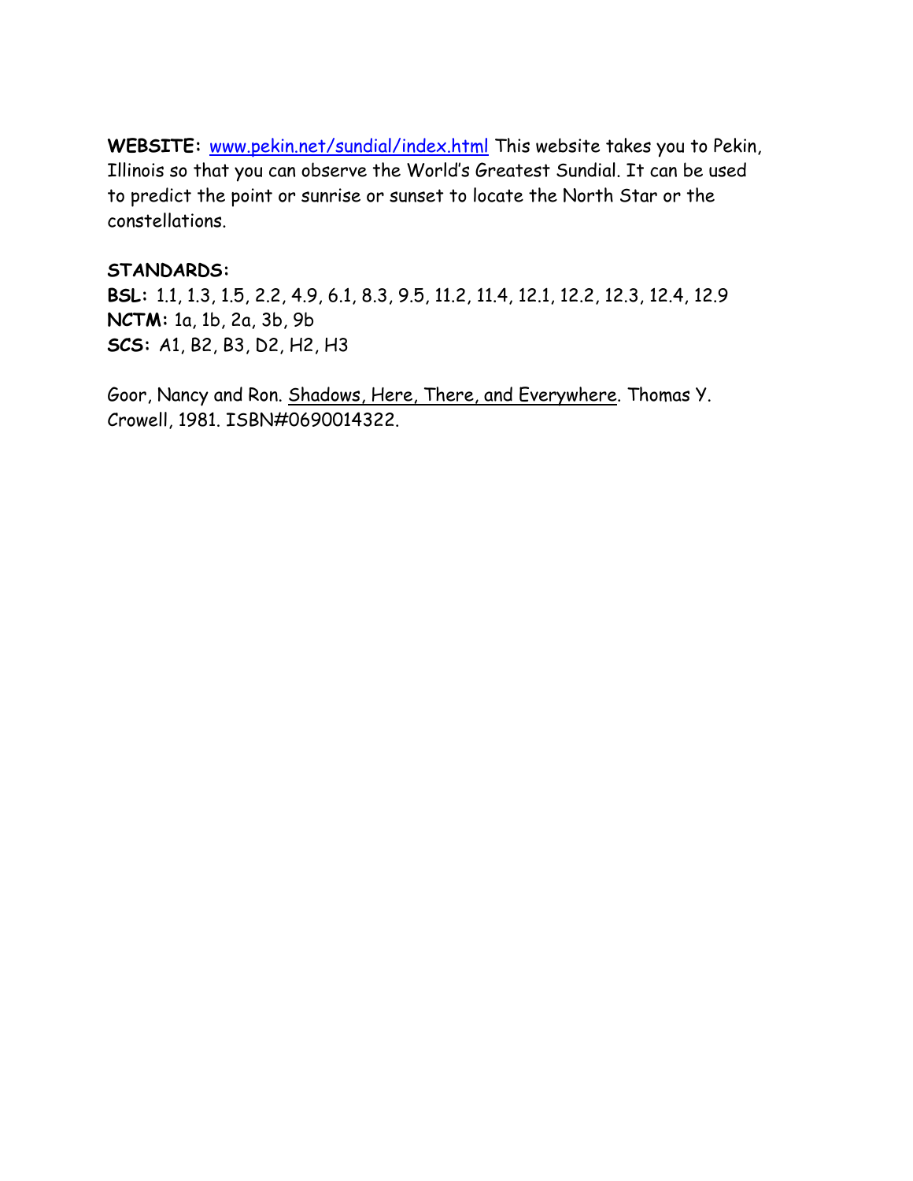**WEBSITE:** [www.pekin.net/sundial/index.html](www.pekin.net/sundial/index.html) This website takes you to Pekin, Illinois so that you can observe the World's Greatest Sundial. It can be used to predict the point or sunrise or sunset to locate the North Star or the constellations.

**STANDARDS:**

**BSL:** 1.1, 1.3, 1.5, 2.2, 4.9, 6.1, 8.3, 9.5, 11.2, 11.4, 12.1, 12.2, 12.3, 12.4, 12.9
**NCTM:** 1a, 1b, 2a, 3b, 9b
***SCS*:** A1, B2, B3, D2, H2, H3

Goor, Nancy and Ron. Shadows, Here, There, and Everywhere. Thomas Y. Crowell, 1981. ISBN#0690014322.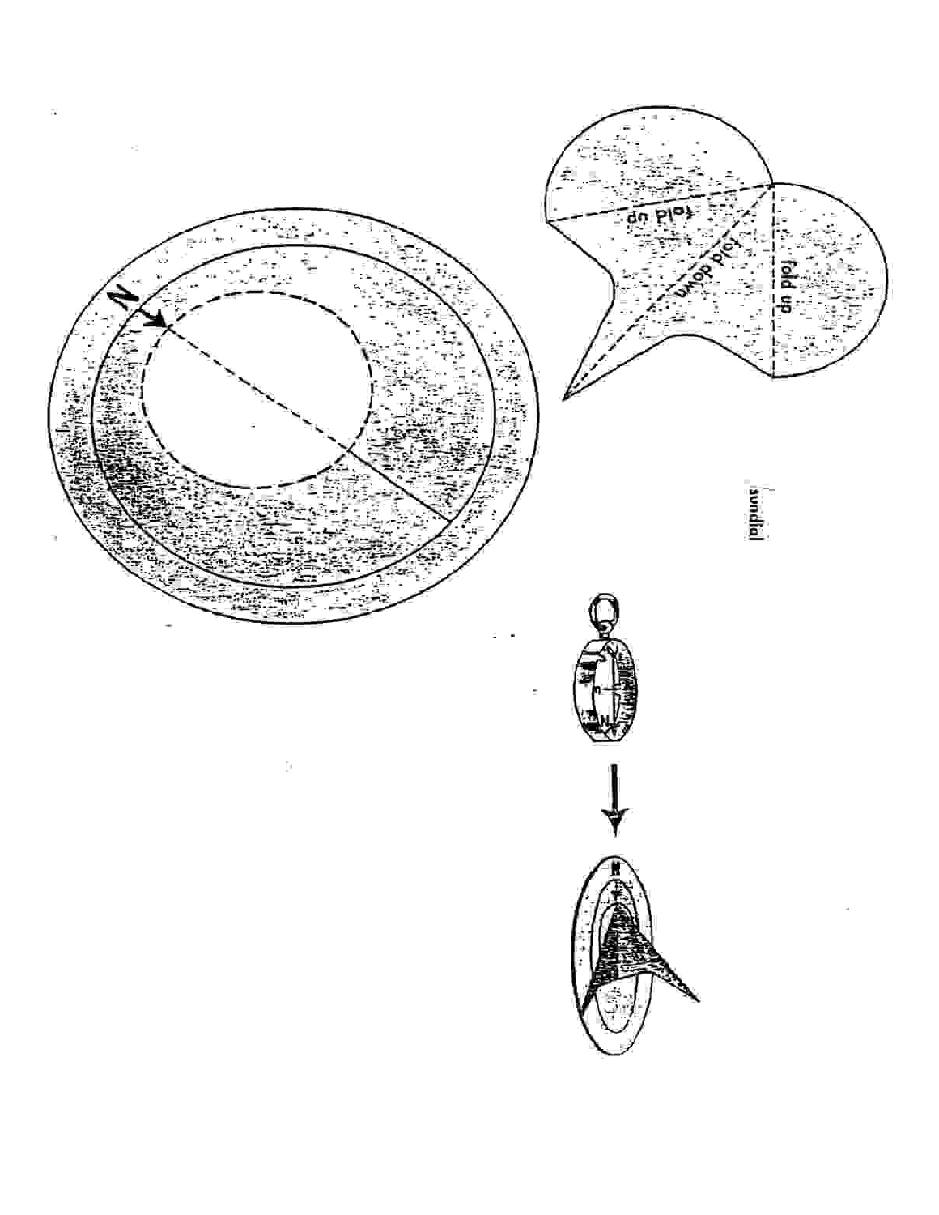N

fold up

fold down

fold up

sundial